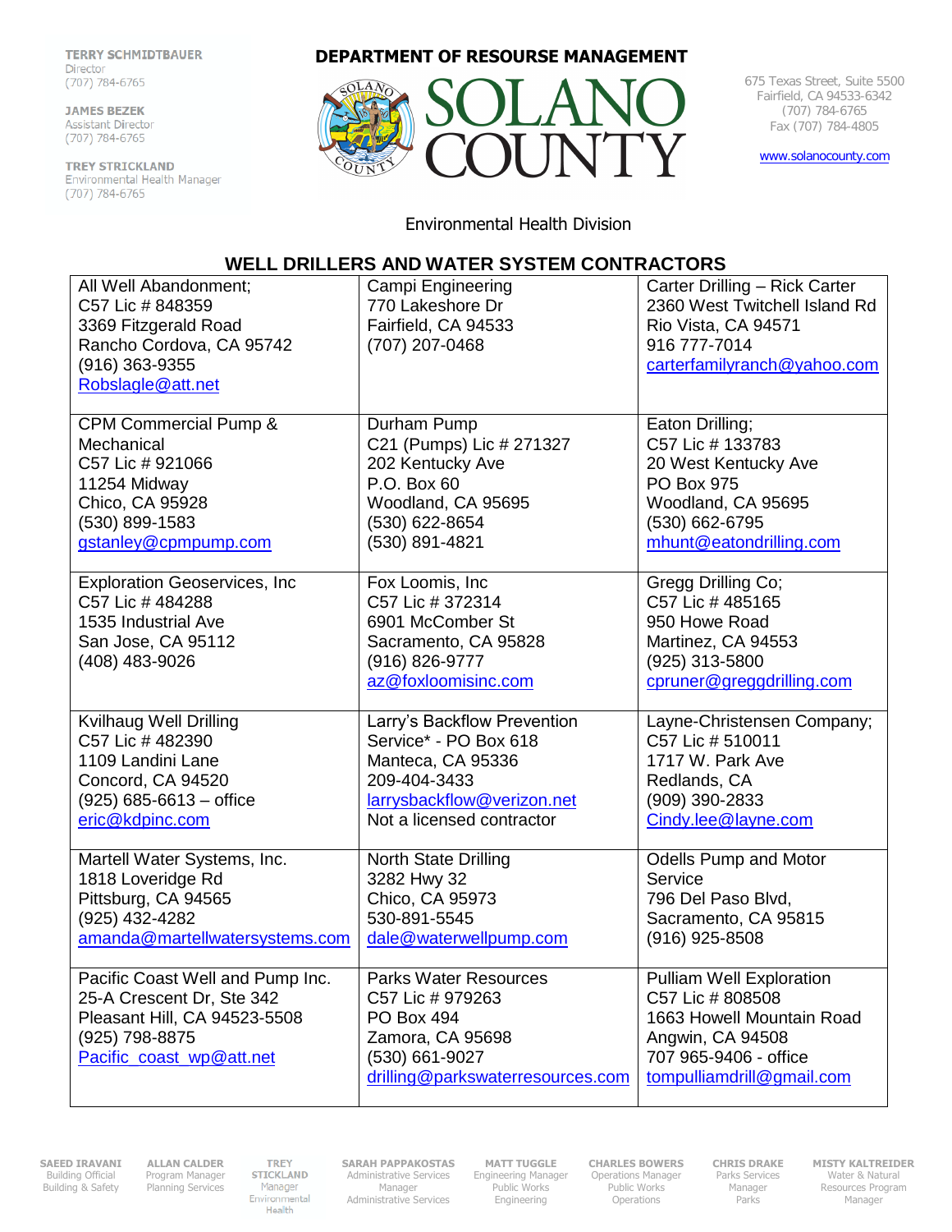TERRY SCHMIDTBAUER
Director
(707) 784-6765

JAMES BEZEK
Assistant Director
(707) 784-6765

TREY STRICKLAND
Environmental Health Manager
(707) 784-6765

**DEPARTMENT OF RESOURSE MANAGEMENT**

# SOLANO COUNTY

675 Texas Street, Suite 5500
Fairfield, CA 94533-6342
(707) 784-6765
Fax (707) 784-4805

www.solanocounty.com

Environmental Health Division

## WELL DRILLERS AND WATER SYSTEM CONTRACTORS

| | | |
|---|---|---|
| All Well Abandonment;<br>C57 Lic # 848359<br>3369 Fitzgerald Road<br>Rancho Cordova, CA 95742<br>(916) 363-9355<br>Robslagle@att.net | Campi Engineering<br>770 Lakeshore Dr<br>Fairfield, CA 94533<br>(707) 207-0468 | Carter Drilling – Rick Carter<br>2360 West Twitchell Island Rd<br>Rio Vista, CA 94571<br>916 777-7014<br>carterfamilyranch@yahoo.com |
| CPM Commercial Pump & Mechanical<br>C57 Lic # 921066<br>11254 Midway<br>Chico, CA 95928<br>(530) 899-1583<br>gstanley@cpmpump.com | Durham Pump<br>C21 (Pumps) Lic # 271327<br>202 Kentucky Ave<br>P.O. Box 60<br>Woodland, CA 95695<br>(530) 622-8654<br>(530) 891-4821 | Eaton Drilling;<br>C57 Lic # 133783<br>20 West Kentucky Ave<br>PO Box 975<br>Woodland, CA 95695<br>(530) 662-6795<br>mhunt@eatondrilling.com |
| Exploration Geoservices, Inc<br>C57 Lic # 484288<br>1535 Industrial Ave<br>San Jose, CA 95112<br>(408) 483-9026 | Fox Loomis, Inc<br>C57 Lic # 372314<br>6901 McComber St<br>Sacramento, CA 95828<br>(916) 826-9777<br>az@foxloomisinc.com | Gregg Drilling Co;<br>C57 Lic # 485165<br>950 Howe Road<br>Martinez, CA 94553<br>(925) 313-5800<br>cpruner@greggdrilling.com |
| Kvilhaug Well Drilling<br>C57 Lic # 482390<br>1109 Landini Lane<br>Concord, CA 94520<br>(925) 685-6613 – office<br>eric@kdpinc.com | Larry's Backflow Prevention Service* - PO Box 618<br>Manteca, CA 95336<br>209-404-3433<br>larrysbackflow@verizon.net<br>Not a licensed contractor | Layne-Christensen Company;<br>C57 Lic # 510011<br>1717 W. Park Ave<br>Redlands, CA<br>(909) 390-2833<br>Cindy.lee@layne.com |
| Martell Water Systems, Inc.<br>1818 Loveridge Rd<br>Pittsburg, CA 94565<br>(925) 432-4282<br>amanda@martellwatersystems.com | North State Drilling<br>3282 Hwy 32<br>Chico, CA 95973<br>530-891-5545<br>dale@waterwellpump.com | Odells Pump and Motor Service<br>796 Del Paso Blvd,<br>Sacramento, CA 95815<br>(916) 925-8508 |
| Pacific Coast Well and Pump Inc.<br>25-A Crescent Dr, Ste 342<br>Pleasant Hill, CA 94523-5508<br>(925) 798-8875<br>Pacific_coast_wp@att.net | Parks Water Resources<br>C57 Lic # 979263<br>PO Box 494<br>Zamora, CA 95698<br>(530) 661-9027<br>drilling@parkswaterresources.com | Pulliam Well Exploration<br>C57 Lic # 808508<br>1663 Howell Mountain Road<br>Angwin, CA 94508<br>707 965-9406 - office<br>tompulliamdrill@gmail.com |

SAEED IRAVANI, Building Official, Building & Safety | ALLAN CALDER, Program Manager, Planning Services | TREY STICKLAND, Manager, Environmental Health | SARAH PAPPAKOSTAS, Administrative Services Manager, Administrative Services | MATT TUGGLE, Engineering Manager, Public Works Engineering | CHARLES BOWERS, Operations Manager, Public Works Operations | CHRIS DRAKE, Parks Services Manager, Parks | MISTY KALTREIDER, Water & Natural Resources Program Manager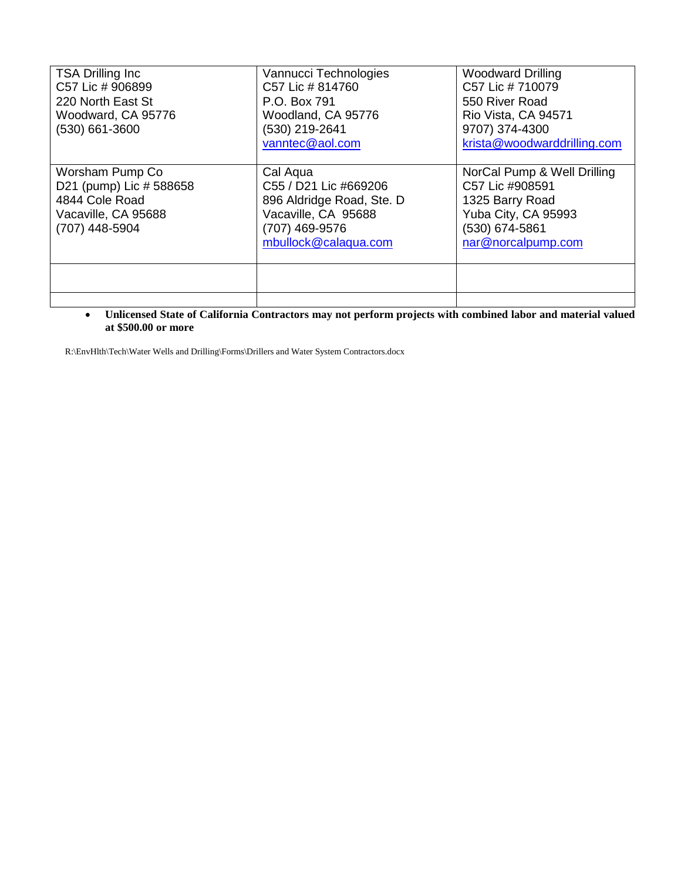| | | |
|---|---|---|
| TSA Drilling Inc<br>C57 Lic # 906899<br>220 North East St<br>Woodward, CA 95776<br>(530) 661-3600 | Vannucci Technologies<br>C57 Lic # 814760<br>P.O. Box 791<br>Woodland, CA 95776<br>(530) 219-2641<br>vanntec@aol.com | Woodward Drilling<br>C57 Lic # 710079<br>550 River Road<br>Rio Vista, CA 94571<br>9707) 374-4300<br>krista@woodwarddrilling.com |
| Worsham Pump Co<br>D21 (pump) Lic # 588658<br>4844 Cole Road<br>Vacaville, CA 95688<br>(707) 448-5904 | Cal Aqua<br>C55 / D21 Lic #669206<br>896 Aldridge Road, Ste. D<br>Vacaville, CA 95688<br>(707) 469-9576<br>mbullock@calaqua.com | NorCal Pump & Well Drilling<br>C57 Lic #908591<br>1325 Barry Road<br>Yuba City, CA 95993<br>(530) 674-5861<br>nar@norcalpump.com |
| | | |
| | | |

- **Unlicensed State of California Contractors may not perform projects with combined labor and material valued at $500.00 or more**

R:\EnvHlth\Tech\Water Wells and Drilling\Forms\Drillers and Water System Contractors.docx